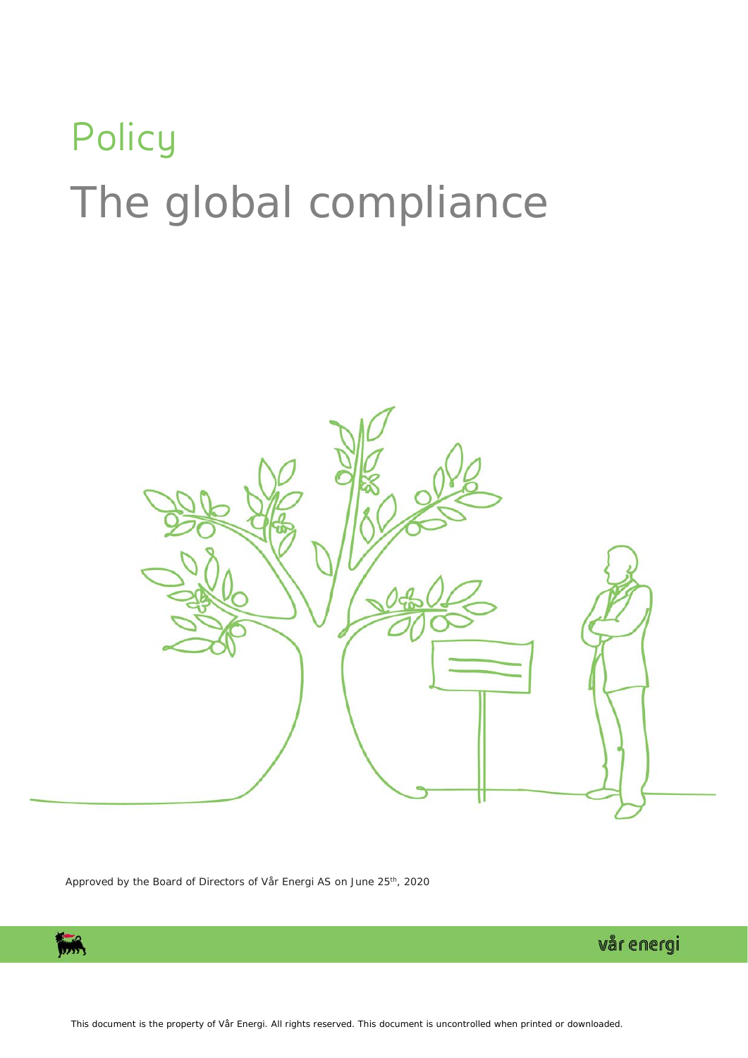# Policy

# The global compliance

Approved by the Board of Directors of Vår Energi AS on June 25th, 2020

vår energi

This document is the property of Vår Energi. All rights reserved. This document is uncontrolled when printed or downloaded.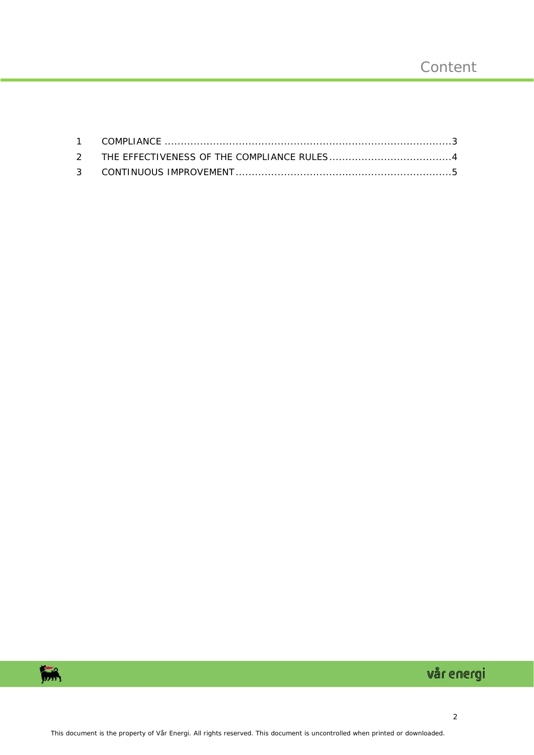# Content

1 COMPLIANCE ........................................................................................3
2 THE EFFECTIVENESS OF THE COMPLIANCE RULES......................................4
3 CONTINUOUS IMPROVEMENT...................................................................5

This document is the property of Vår Energi. All rights reserved. This document is uncontrolled when printed or downloaded.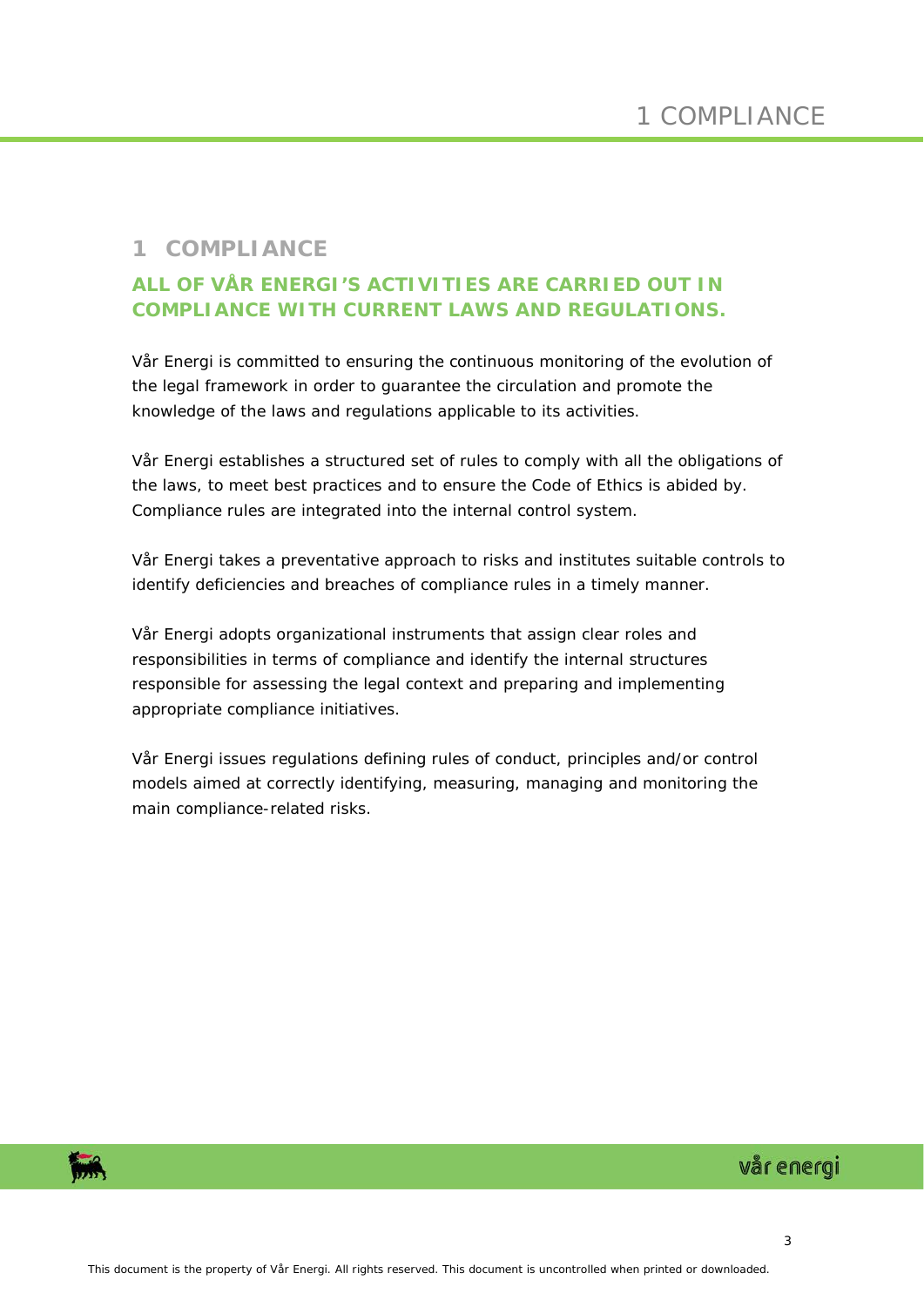# 1 COMPLIANCE

## ALL OF VÅR ENERGI'S ACTIVITIES ARE CARRIED OUT IN COMPLIANCE WITH CURRENT LAWS AND REGULATIONS.

Vår Energi is committed to ensuring the continuous monitoring of the evolution of the legal framework in order to guarantee the circulation and promote the knowledge of the laws and regulations applicable to its activities.

Vår Energi establishes a structured set of rules to comply with all the obligations of the laws, to meet best practices and to ensure the Code of Ethics is abided by. Compliance rules are integrated into the internal control system.

Vår Energi takes a preventative approach to risks and institutes suitable controls to identify deficiencies and breaches of compliance rules in a timely manner.

Vår Energi adopts organizational instruments that assign clear roles and responsibilities in terms of compliance and identify the internal structures responsible for assessing the legal context and preparing and implementing appropriate compliance initiatives.

Vår Energi issues regulations defining rules of conduct, principles and/or control models aimed at correctly identifying, measuring, managing and monitoring the main compliance-related risks.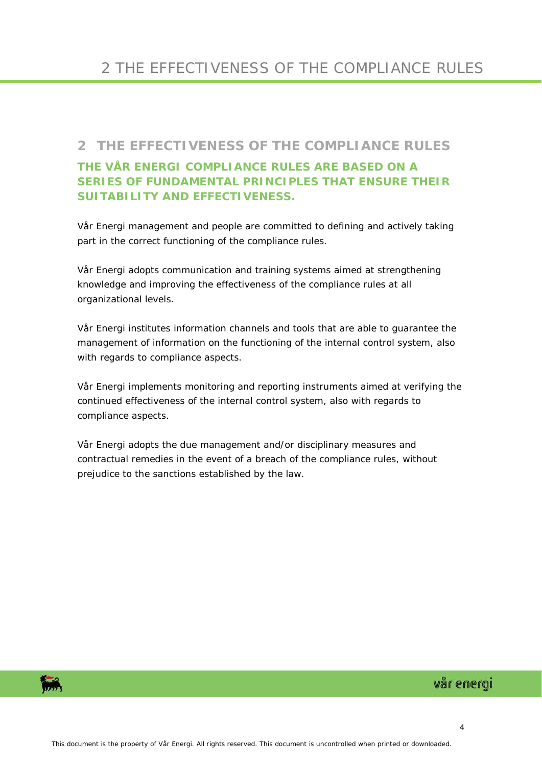## 2 THE EFFECTIVENESS OF THE COMPLIANCE RULES

**THE VÅR ENERGI COMPLIANCE RULES ARE BASED ON A SERIES OF FUNDAMENTAL PRINCIPLES THAT ENSURE THEIR SUITABILITY AND EFFECTIVENESS.**

Vår Energi management and people are committed to defining and actively taking part in the correct functioning of the compliance rules.

Vår Energi adopts communication and training systems aimed at strengthening knowledge and improving the effectiveness of the compliance rules at all organizational levels.

Vår Energi institutes information channels and tools that are able to guarantee the management of information on the functioning of the internal control system, also with regards to compliance aspects.

Vår Energi implements monitoring and reporting instruments aimed at verifying the continued effectiveness of the internal control system, also with regards to compliance aspects.

Vår Energi adopts the due management and/or disciplinary measures and contractual remedies in the event of a breach of the compliance rules, without prejudice to the sanctions established by the law.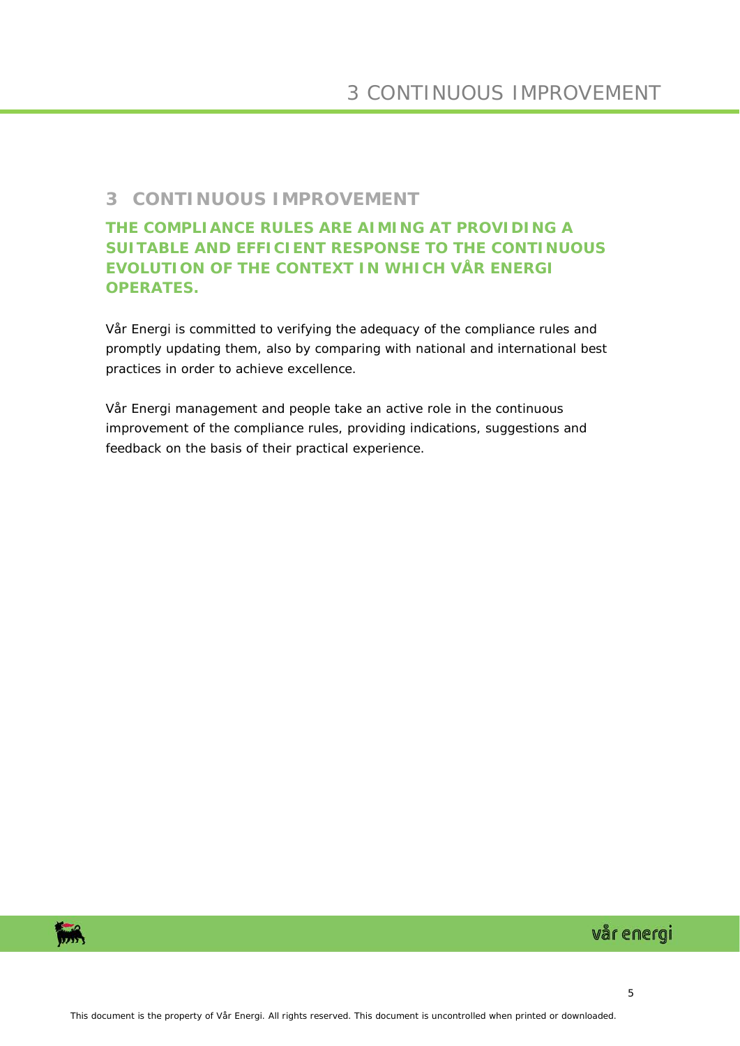# 3 CONTINUOUS IMPROVEMENT

**THE COMPLIANCE RULES ARE AIMING AT PROVIDING A SUITABLE AND EFFICIENT RESPONSE TO THE CONTINUOUS EVOLUTION OF THE CONTEXT IN WHICH VÅR ENERGI OPERATES.**

Vår Energi is committed to verifying the adequacy of the compliance rules and promptly updating them, also by comparing with national and international best practices in order to achieve excellence.

Vår Energi management and people take an active role in the continuous improvement of the compliance rules, providing indications, suggestions and feedback on the basis of their practical experience.